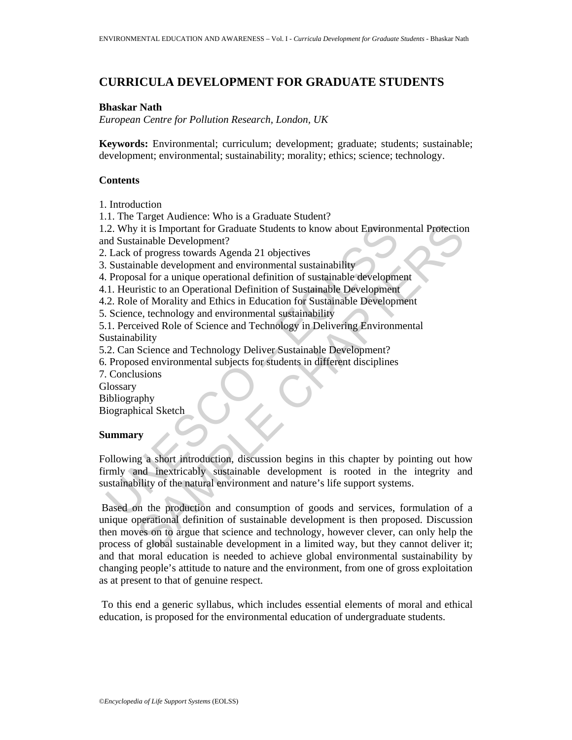# CURRICULA DEVELOPMENT FOR GRADUATE STUDENTS

**Bhaskar Nath**

*European Centre for Pollution Research, London, UK*

**Keywords:** Environmental; curriculum; development; graduate; students; sustainable; development; environmental; sustainability; morality; ethics; science; technology.

## Contents

1. Introduction
1.1. The Target Audience: Who is a Graduate Student?
1.2. Why it is Important for Graduate Students to know about Environmental Protection and Sustainable Development?
2. Lack of progress towards Agenda 21 objectives
3. Sustainable development and environmental sustainability
4. Proposal for a unique operational definition of sustainable development
4.1. Heuristic to an Operational Definition of Sustainable Development
4.2. Role of Morality and Ethics in Education for Sustainable Development
5. Science, technology and environmental sustainability
5.1. Perceived Role of Science and Technology in Delivering Environmental Sustainability
5.2. Can Science and Technology Deliver Sustainable Development?
6. Proposed environmental subjects for students in different disciplines
7. Conclusions
Glossary
Bibliography
Biographical Sketch

## Summary

Following a short introduction, discussion begins in this chapter by pointing out how firmly and inextricably sustainable development is rooted in the integrity and sustainability of the natural environment and nature's life support systems.

Based on the production and consumption of goods and services, formulation of a unique operational definition of sustainable development is then proposed. Discussion then moves on to argue that science and technology, however clever, can only help the process of global sustainable development in a limited way, but they cannot deliver it; and that moral education is needed to achieve global environmental sustainability by changing people's attitude to nature and the environment, from one of gross exploitation as at present to that of genuine respect.

To this end a generic syllabus, which includes essential elements of moral and ethical education, is proposed for the environmental education of undergraduate students.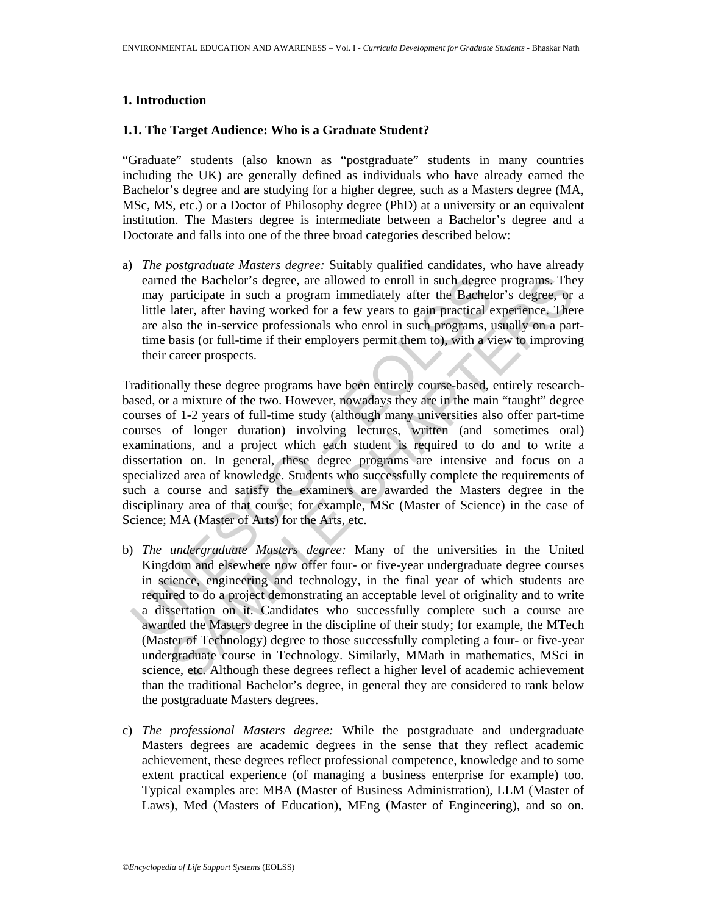## 1. Introduction

### 1.1. The Target Audience: Who is a Graduate Student?

"Graduate" students (also known as "postgraduate" students in many countries including the UK) are generally defined as individuals who have already earned the Bachelor's degree and are studying for a higher degree, such as a Masters degree (MA, MSc, MS, etc.) or a Doctor of Philosophy degree (PhD) at a university or an equivalent institution. The Masters degree is intermediate between a Bachelor's degree and a Doctorate and falls into one of the three broad categories described below:

a) *The postgraduate Masters degree:* Suitably qualified candidates, who have already earned the Bachelor's degree, are allowed to enroll in such degree programs. They may participate in such a program immediately after the Bachelor's degree, or a little later, after having worked for a few years to gain practical experience. There are also the in-service professionals who enrol in such programs, usually on a part-time basis (or full-time if their employers permit them to), with a view to improving their career prospects.

Traditionally these degree programs have been entirely course-based, entirely research-based, or a mixture of the two. However, nowadays they are in the main "taught" degree courses of 1-2 years of full-time study (although many universities also offer part-time courses of longer duration) involving lectures, written (and sometimes oral) examinations, and a project which each student is required to do and to write a dissertation on. In general, these degree programs are intensive and focus on a specialized area of knowledge. Students who successfully complete the requirements of such a course and satisfy the examiners are awarded the Masters degree in the disciplinary area of that course; for example, MSc (Master of Science) in the case of Science; MA (Master of Arts) for the Arts, etc.

b) *The undergraduate Masters degree:* Many of the universities in the United Kingdom and elsewhere now offer four- or five-year undergraduate degree courses in science, engineering and technology, in the final year of which students are required to do a project demonstrating an acceptable level of originality and to write a dissertation on it. Candidates who successfully complete such a course are awarded the Masters degree in the discipline of their study; for example, the MTech (Master of Technology) degree to those successfully completing a four- or five-year undergraduate course in Technology. Similarly, MMath in mathematics, MSci in science, etc. Although these degrees reflect a higher level of academic achievement than the traditional Bachelor's degree, in general they are considered to rank below the postgraduate Masters degrees.

c) *The professional Masters degree:* While the postgraduate and undergraduate Masters degrees are academic degrees in the sense that they reflect academic achievement, these degrees reflect professional competence, knowledge and to some extent practical experience (of managing a business enterprise for example) too. Typical examples are: MBA (Master of Business Administration), LLM (Master of Laws), Med (Masters of Education), MEng (Master of Engineering), and so on.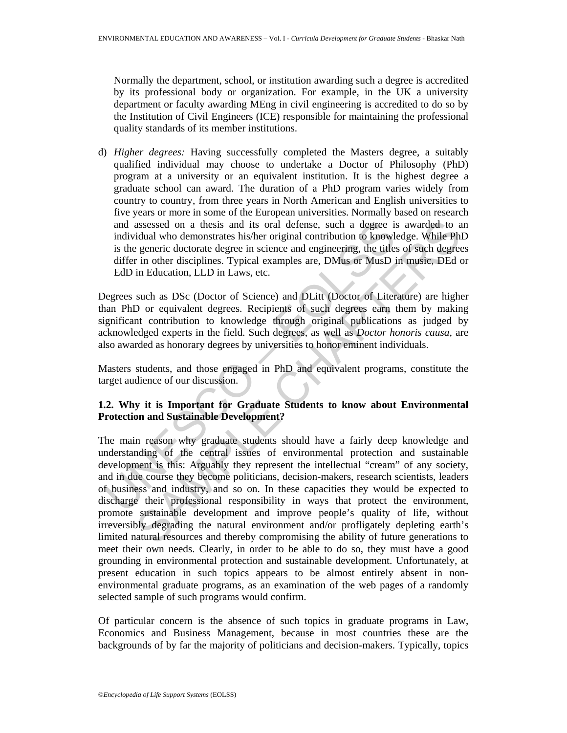Normally the department, school, or institution awarding such a degree is accredited by its professional body or organization. For example, in the UK a university department or faculty awarding MEng in civil engineering is accredited to do so by the Institution of Civil Engineers (ICE) responsible for maintaining the professional quality standards of its member institutions.

d) *Higher degrees:* Having successfully completed the Masters degree, a suitably qualified individual may choose to undertake a Doctor of Philosophy (PhD) program at a university or an equivalent institution. It is the highest degree a graduate school can award. The duration of a PhD program varies widely from country to country, from three years in North American and English universities to five years or more in some of the European universities. Normally based on research and assessed on a thesis and its oral defense, such a degree is awarded to an individual who demonstrates his/her original contribution to knowledge. While PhD is the generic doctorate degree in science and engineering, the titles of such degrees differ in other disciplines. Typical examples are, DMus or MusD in music, DEd or EdD in Education, LLD in Laws, etc.

Degrees such as DSc (Doctor of Science) and DLitt (Doctor of Literature) are higher than PhD or equivalent degrees. Recipients of such degrees earn them by making significant contribution to knowledge through original publications as judged by acknowledged experts in the field. Such degrees, as well as *Doctor honoris causa*, are also awarded as honorary degrees by universities to honor eminent individuals.

Masters students, and those engaged in PhD and equivalent programs, constitute the target audience of our discussion.

### 1.2. Why it is Important for Graduate Students to know about Environmental Protection and Sustainable Development?

The main reason why graduate students should have a fairly deep knowledge and understanding of the central issues of environmental protection and sustainable development is this: Arguably they represent the intellectual "cream" of any society, and in due course they become politicians, decision-makers, research scientists, leaders of business and industry, and so on. In these capacities they would be expected to discharge their professional responsibility in ways that protect the environment, promote sustainable development and improve people's quality of life, without irreversibly degrading the natural environment and/or profligately depleting earth's limited natural resources and thereby compromising the ability of future generations to meet their own needs. Clearly, in order to be able to do so, they must have a good grounding in environmental protection and sustainable development. Unfortunately, at present education in such topics appears to be almost entirely absent in non-environmental graduate programs, as an examination of the web pages of a randomly selected sample of such programs would confirm.

Of particular concern is the absence of such topics in graduate programs in Law, Economics and Business Management, because in most countries these are the backgrounds of by far the majority of politicians and decision-makers. Typically, topics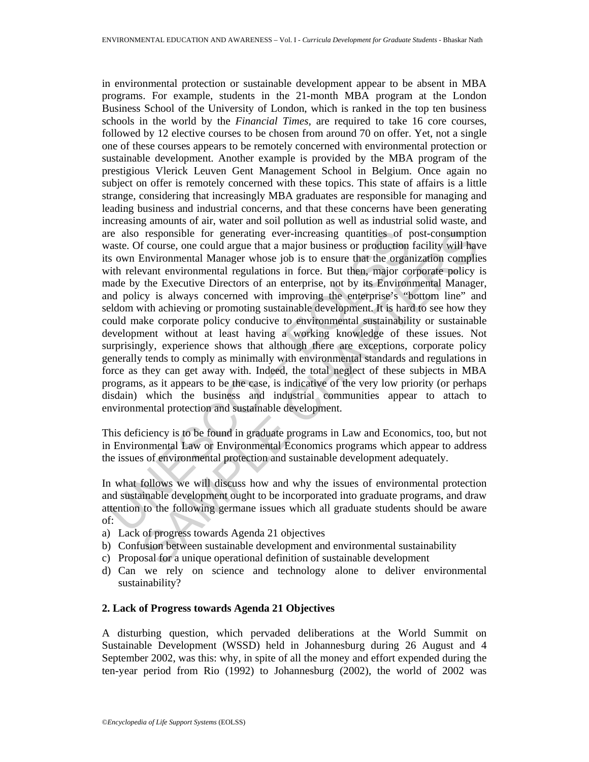in environmental protection or sustainable development appear to be absent in MBA programs. For example, students in the 21-month MBA program at the London Business School of the University of London, which is ranked in the top ten business schools in the world by the *Financial Times*, are required to take 16 core courses, followed by 12 elective courses to be chosen from around 70 on offer. Yet, not a single one of these courses appears to be remotely concerned with environmental protection or sustainable development. Another example is provided by the MBA program of the prestigious Vlerick Leuven Gent Management School in Belgium. Once again no subject on offer is remotely concerned with these topics. This state of affairs is a little strange, considering that increasingly MBA graduates are responsible for managing and leading business and industrial concerns, and that these concerns have been generating increasing amounts of air, water and soil pollution as well as industrial solid waste, and are also responsible for generating ever-increasing quantities of post-consumption waste. Of course, one could argue that a major business or production facility will have its own Environmental Manager whose job is to ensure that the organization complies with relevant environmental regulations in force. But then, major corporate policy is made by the Executive Directors of an enterprise, not by its Environmental Manager, and policy is always concerned with improving the enterprise's "bottom line" and seldom with achieving or promoting sustainable development. It is hard to see how they could make corporate policy conducive to environmental sustainability or sustainable development without at least having a working knowledge of these issues. Not surprisingly, experience shows that although there are exceptions, corporate policy generally tends to comply as minimally with environmental standards and regulations in force as they can get away with. Indeed, the total neglect of these subjects in MBA programs, as it appears to be the case, is indicative of the very low priority (or perhaps disdain) which the business and industrial communities appear to attach to environmental protection and sustainable development.

This deficiency is to be found in graduate programs in Law and Economics, too, but not in Environmental Law or Environmental Economics programs which appear to address the issues of environmental protection and sustainable development adequately.

In what follows we will discuss how and why the issues of environmental protection and sustainable development ought to be incorporated into graduate programs, and draw attention to the following germane issues which all graduate students should be aware of:

a) Lack of progress towards Agenda 21 objectives
b) Confusion between sustainable development and environmental sustainability
c) Proposal for a unique operational definition of sustainable development
d) Can we rely on science and technology alone to deliver environmental sustainability?

## 2. Lack of Progress towards Agenda 21 Objectives

A disturbing question, which pervaded deliberations at the World Summit on Sustainable Development (WSSD) held in Johannesburg during 26 August and 4 September 2002, was this: why, in spite of all the money and effort expended during the ten-year period from Rio (1992) to Johannesburg (2002), the world of 2002 was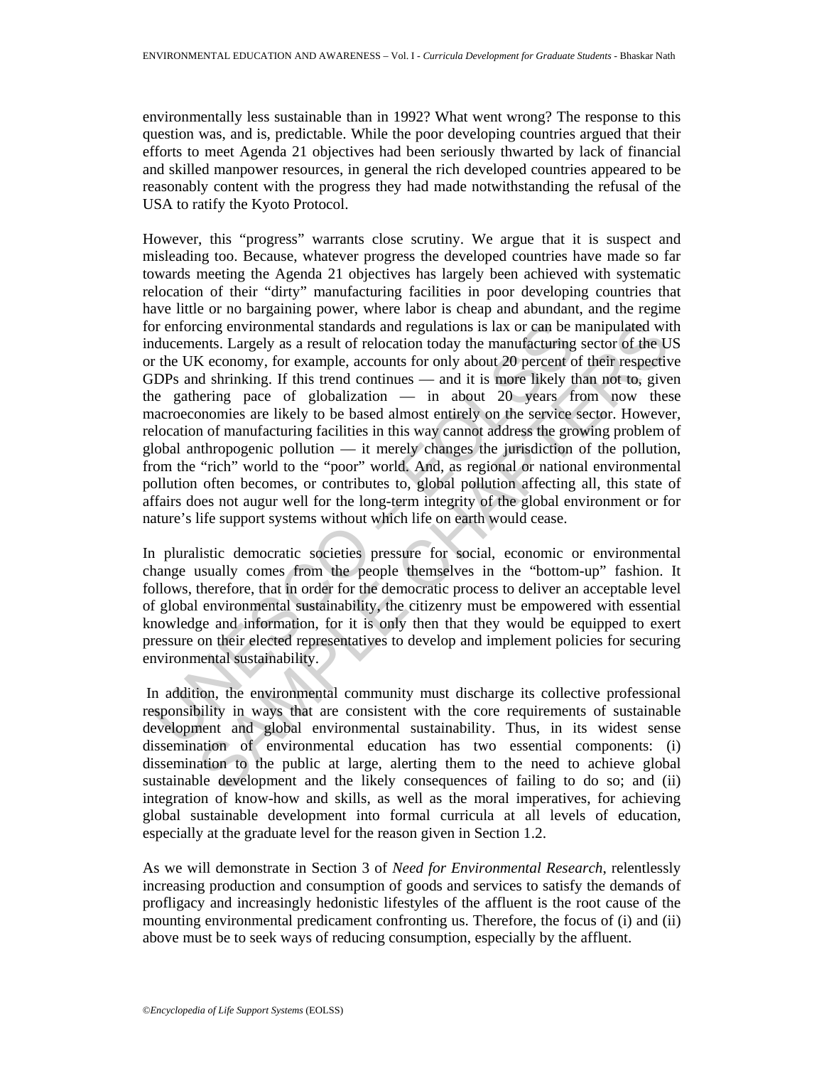environmentally less sustainable than in 1992? What went wrong? The response to this question was, and is, predictable. While the poor developing countries argued that their efforts to meet Agenda 21 objectives had been seriously thwarted by lack of financial and skilled manpower resources, in general the rich developed countries appeared to be reasonably content with the progress they had made notwithstanding the refusal of the USA to ratify the Kyoto Protocol.

However, this "progress" warrants close scrutiny. We argue that it is suspect and misleading too. Because, whatever progress the developed countries have made so far towards meeting the Agenda 21 objectives has largely been achieved with systematic relocation of their "dirty" manufacturing facilities in poor developing countries that have little or no bargaining power, where labor is cheap and abundant, and the regime for enforcing environmental standards and regulations is lax or can be manipulated with inducements. Largely as a result of relocation today the manufacturing sector of the US or the UK economy, for example, accounts for only about 20 percent of their respective GDPs and shrinking. If this trend continues — and it is more likely than not to, given the gathering pace of globalization — in about 20 years from now these macroeconomies are likely to be based almost entirely on the service sector. However, relocation of manufacturing facilities in this way cannot address the growing problem of global anthropogenic pollution — it merely changes the jurisdiction of the pollution, from the "rich" world to the "poor" world. And, as regional or national environmental pollution often becomes, or contributes to, global pollution affecting all, this state of affairs does not augur well for the long-term integrity of the global environment or for nature's life support systems without which life on earth would cease.

In pluralistic democratic societies pressure for social, economic or environmental change usually comes from the people themselves in the "bottom-up" fashion. It follows, therefore, that in order for the democratic process to deliver an acceptable level of global environmental sustainability, the citizenry must be empowered with essential knowledge and information, for it is only then that they would be equipped to exert pressure on their elected representatives to develop and implement policies for securing environmental sustainability.

In addition, the environmental community must discharge its collective professional responsibility in ways that are consistent with the core requirements of sustainable development and global environmental sustainability. Thus, in its widest sense dissemination of environmental education has two essential components: (i) dissemination to the public at large, alerting them to the need to achieve global sustainable development and the likely consequences of failing to do so; and (ii) integration of know-how and skills, as well as the moral imperatives, for achieving global sustainable development into formal curricula at all levels of education, especially at the graduate level for the reason given in Section 1.2.

As we will demonstrate in Section 3 of *Need for Environmental Research*, relentlessly increasing production and consumption of goods and services to satisfy the demands of profligacy and increasingly hedonistic lifestyles of the affluent is the root cause of the mounting environmental predicament confronting us. Therefore, the focus of (i) and (ii) above must be to seek ways of reducing consumption, especially by the affluent.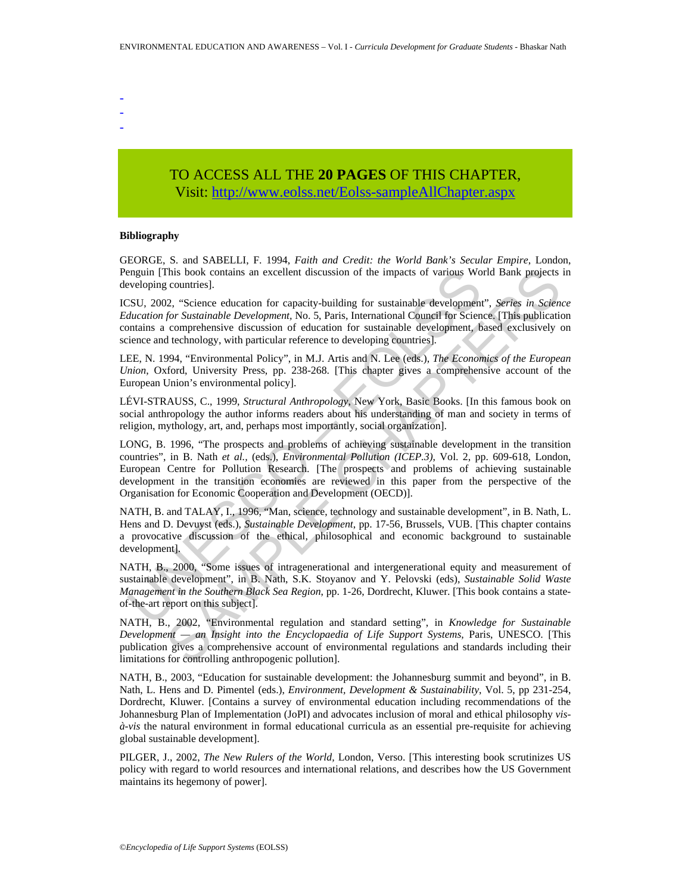-
-
-

TO ACCESS ALL THE **20 PAGES** OF THIS CHAPTER,
Visit: http://www.eolss.net/Eolss-sampleAllChapter.aspx

**Bibliography**

GEORGE, S. and SABELLI, F. 1994, *Faith and Credit: the World Bank's Secular Empire*, London, Penguin [This book contains an excellent discussion of the impacts of various World Bank projects in developing countries].

ICSU, 2002, "Science education for capacity-building for sustainable development", *Series in Science Education for Sustainable Development*, No. 5, Paris, International Council for Science. [This publication contains a comprehensive discussion of education for sustainable development, based exclusively on science and technology, with particular reference to developing countries].

LEE, N. 1994, "Environmental Policy", in M.J. Artis and N. Lee (eds.), *The Economics of the European Union*, Oxford, University Press, pp. 238-268. [This chapter gives a comprehensive account of the European Union's environmental policy].

LÉVI-STRAUSS, C., 1999, *Structural Anthropology*, New York, Basic Books. [In this famous book on social anthropology the author informs readers about his understanding of man and society in terms of religion, mythology, art, and, perhaps most importantly, social organization].

LONG, B. 1996, "The prospects and problems of achieving sustainable development in the transition countries", in B. Nath *et al.*, (eds.), *Environmental Pollution (ICEP.3)*, Vol. 2, pp. 609-618, London, European Centre for Pollution Research. [The prospects and problems of achieving sustainable development in the transition economies are reviewed in this paper from the perspective of the Organisation for Economic Cooperation and Development (OECD)].

NATH, B. and TALAY, I., 1996, "Man, science, technology and sustainable development", in B. Nath, L. Hens and D. Devuyst (eds.), *Sustainable Development*, pp. 17-56, Brussels, VUB. [This chapter contains a provocative discussion of the ethical, philosophical and economic background to sustainable development].

NATH, B., 2000, "Some issues of intragenerational and intergenerational equity and measurement of sustainable development", in B. Nath, S.K. Stoyanov and Y. Pelovski (eds), *Sustainable Solid Waste Management in the Southern Black Sea Region*, pp. 1-26, Dordrecht, Kluwer. [This book contains a state-of-the-art report on this subject].

NATH, B., 2002, "Environmental regulation and standard setting", in *Knowledge for Sustainable Development — an Insight into the Encyclopaedia of Life Support Systems*, Paris, UNESCO. [This publication gives a comprehensive account of environmental regulations and standards including their limitations for controlling anthropogenic pollution].

NATH, B., 2003, "Education for sustainable development: the Johannesburg summit and beyond", in B. Nath, L. Hens and D. Pimentel (eds.), *Environment, Development & Sustainability*, Vol. 5, pp 231-254, Dordrecht, Kluwer. [Contains a survey of environmental education including recommendations of the Johannesburg Plan of Implementation (JoPI) and advocates inclusion of moral and ethical philosophy *vis-à-vis* the natural environment in formal educational curricula as an essential pre-requisite for achieving global sustainable development].

PILGER, J., 2002, *The New Rulers of the World*, London, Verso. [This interesting book scrutinizes US policy with regard to world resources and international relations, and describes how the US Government maintains its hegemony of power].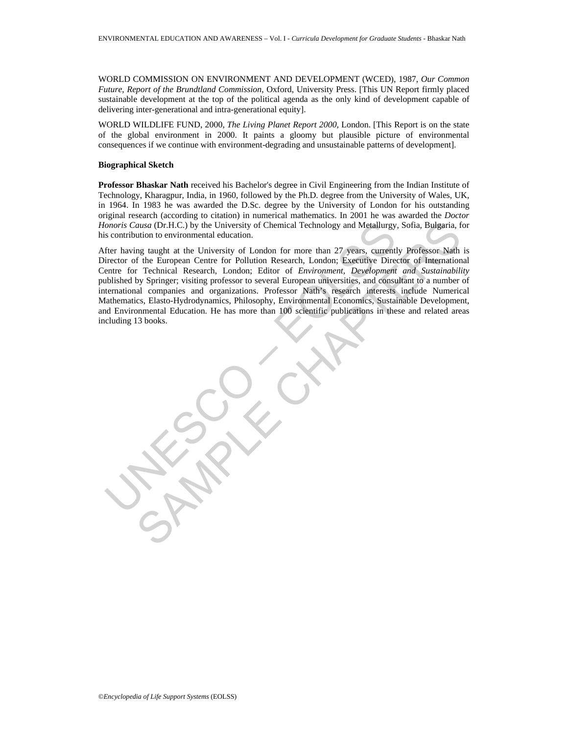WORLD COMMISSION ON ENVIRONMENT AND DEVELOPMENT (WCED), 1987, *Our Common Future, Report of the Brundtland Commission*, Oxford, University Press. [This UN Report firmly placed sustainable development at the top of the political agenda as the only kind of development capable of delivering inter-generational and intra-generational equity].

WORLD WILDLIFE FUND, 2000, *The Living Planet Report 2000*, London. [This Report is on the state of the global environment in 2000. It paints a gloomy but plausible picture of environmental consequences if we continue with environment-degrading and unsustainable patterns of development].

**Biographical Sketch**

**Professor Bhaskar Nath** received his Bachelor's degree in Civil Engineering from the Indian Institute of Technology, Kharagpur, India, in 1960, followed by the Ph.D. degree from the University of Wales, UK, in 1964. In 1983 he was awarded the D.Sc. degree by the University of London for his outstanding original research (according to citation) in numerical mathematics. In 2001 he was awarded the *Doctor Honoris Causa* (Dr.H.C.) by the University of Chemical Technology and Metallurgy, Sofia, Bulgaria, for his contribution to environmental education.

After having taught at the University of London for more than 27 years, currently Professor Nath is Director of the European Centre for Pollution Research, London; Executive Director of International Centre for Technical Research, London; Editor of *Environment, Development and Sustainability* published by Springer; visiting professor to several European universities, and consultant to a number of international companies and organizations. Professor Nath's research interests include Numerical Mathematics, Elasto-Hydrodynamics, Philosophy, Environmental Economics, Sustainable Development, and Environmental Education. He has more than 100 scientific publications in these and related areas including 13 books.